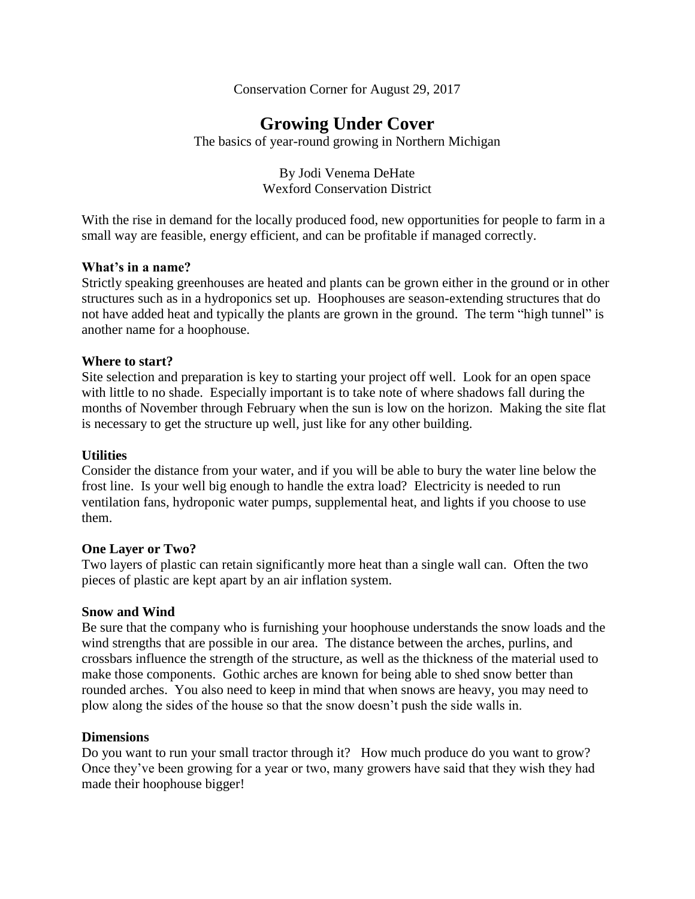Conservation Corner for August 29, 2017

# Growing Under Cover

The basics of year-round growing in Northern Michigan

By Jodi Venema DeHate
Wexford Conservation District

With the rise in demand for the locally produced food, new opportunities for people to farm in a small way are feasible, energy efficient, and can be profitable if managed correctly.

**What's in a name?**
Strictly speaking greenhouses are heated and plants can be grown either in the ground or in other structures such as in a hydroponics set up. Hoophouses are season-extending structures that do not have added heat and typically the plants are grown in the ground. The term "high tunnel" is another name for a hoophouse.

**Where to start?**
Site selection and preparation is key to starting your project off well. Look for an open space with little to no shade. Especially important is to take note of where shadows fall during the months of November through February when the sun is low on the horizon. Making the site flat is necessary to get the structure up well, just like for any other building.

**Utilities**
Consider the distance from your water, and if you will be able to bury the water line below the frost line. Is your well big enough to handle the extra load? Electricity is needed to run ventilation fans, hydroponic water pumps, supplemental heat, and lights if you choose to use them.

**One Layer or Two?**
Two layers of plastic can retain significantly more heat than a single wall can. Often the two pieces of plastic are kept apart by an air inflation system.

**Snow and Wind**
Be sure that the company who is furnishing your hoophouse understands the snow loads and the wind strengths that are possible in our area. The distance between the arches, purlins, and crossbars influence the strength of the structure, as well as the thickness of the material used to make those components. Gothic arches are known for being able to shed snow better than rounded arches. You also need to keep in mind that when snows are heavy, you may need to plow along the sides of the house so that the snow doesn't push the side walls in.

**Dimensions**
Do you want to run your small tractor through it? How much produce do you want to grow? Once they've been growing for a year or two, many growers have said that they wish they had made their hoophouse bigger!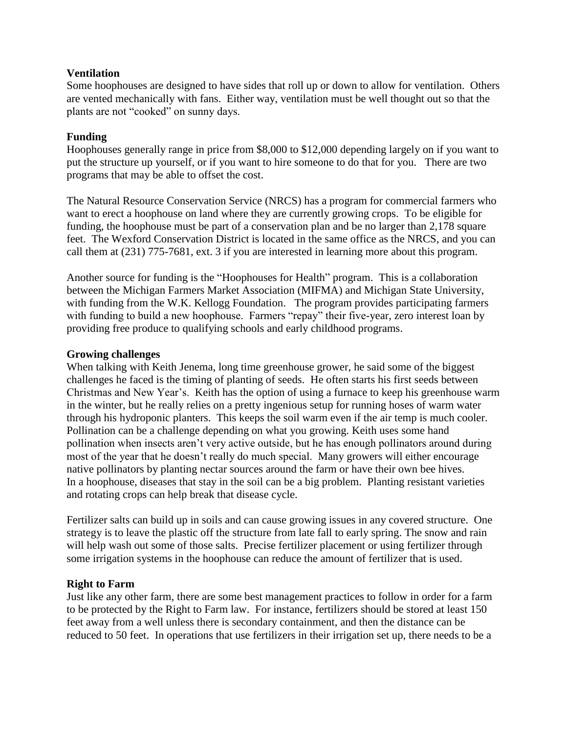### Ventilation

Some hoophouses are designed to have sides that roll up or down to allow for ventilation. Others are vented mechanically with fans. Either way, ventilation must be well thought out so that the plants are not "cooked" on sunny days.

### Funding

Hoophouses generally range in price from $8,000 to $12,000 depending largely on if you want to put the structure up yourself, or if you want to hire someone to do that for you. There are two programs that may be able to offset the cost.

The Natural Resource Conservation Service (NRCS) has a program for commercial farmers who want to erect a hoophouse on land where they are currently growing crops. To be eligible for funding, the hoophouse must be part of a conservation plan and be no larger than 2,178 square feet. The Wexford Conservation District is located in the same office as the NRCS, and you can call them at (231) 775-7681, ext. 3 if you are interested in learning more about this program.

Another source for funding is the "Hoophouses for Health" program. This is a collaboration between the Michigan Farmers Market Association (MIFMA) and Michigan State University, with funding from the W.K. Kellogg Foundation. The program provides participating farmers with funding to build a new hoophouse. Farmers "repay" their five-year, zero interest loan by providing free produce to qualifying schools and early childhood programs.

### Growing challenges

When talking with Keith Jenema, long time greenhouse grower, he said some of the biggest challenges he faced is the timing of planting of seeds. He often starts his first seeds between Christmas and New Year's. Keith has the option of using a furnace to keep his greenhouse warm in the winter, but he really relies on a pretty ingenious setup for running hoses of warm water through his hydroponic planters. This keeps the soil warm even if the air temp is much cooler. Pollination can be a challenge depending on what you growing. Keith uses some hand pollination when insects aren't very active outside, but he has enough pollinators around during most of the year that he doesn't really do much special. Many growers will either encourage native pollinators by planting nectar sources around the farm or have their own bee hives. In a hoophouse, diseases that stay in the soil can be a big problem. Planting resistant varieties and rotating crops can help break that disease cycle.

Fertilizer salts can build up in soils and can cause growing issues in any covered structure. One strategy is to leave the plastic off the structure from late fall to early spring. The snow and rain will help wash out some of those salts. Precise fertilizer placement or using fertilizer through some irrigation systems in the hoophouse can reduce the amount of fertilizer that is used.

### Right to Farm

Just like any other farm, there are some best management practices to follow in order for a farm to be protected by the Right to Farm law. For instance, fertilizers should be stored at least 150 feet away from a well unless there is secondary containment, and then the distance can be reduced to 50 feet. In operations that use fertilizers in their irrigation set up, there needs to be a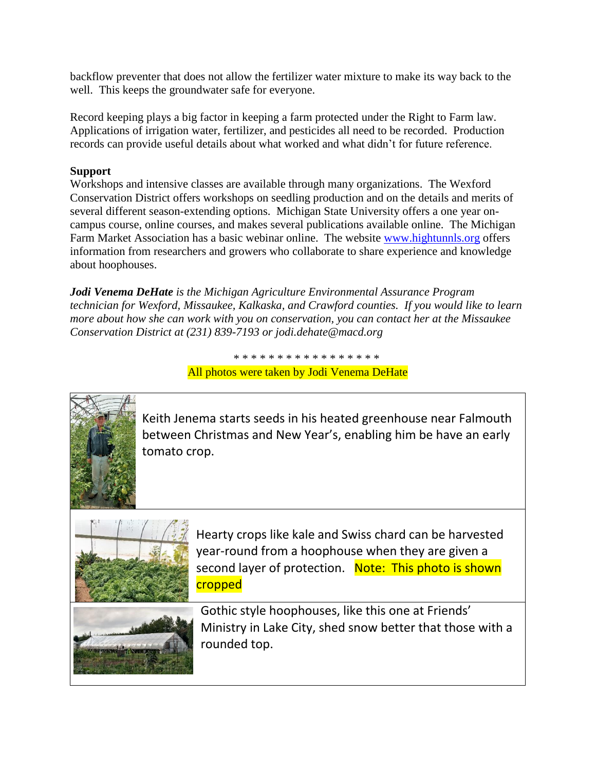backflow preventer that does not allow the fertilizer water mixture to make its way back to the well. This keeps the groundwater safe for everyone.

Record keeping plays a big factor in keeping a farm protected under the Right to Farm law. Applications of irrigation water, fertilizer, and pesticides all need to be recorded. Production records can provide useful details about what worked and what didn't for future reference.

**Support**

Workshops and intensive classes are available through many organizations. The Wexford Conservation District offers workshops on seedling production and on the details and merits of several different season-extending options. Michigan State University offers a one year on-campus course, online courses, and makes several publications available online. The Michigan Farm Market Association has a basic webinar online. The website [www.hightunnls.org](http://www.hightunnls.org) offers information from researchers and growers who collaborate to share experience and knowledge about hoophouses.

***Jodi Venema DeHate*** *is the Michigan Agriculture Environmental Assurance Program technician for Wexford, Missaukee, Kalkaska, and Crawford counties. If you would like to learn more about how she can work with you on conservation, you can contact her at the Missaukee Conservation District at (231) 839-7193 or jodi.dehate@macd.org*

\* \* \* \* \* \* \* \* \* \* \* \* \* \* \* \* \*

All photos were taken by Jodi Venema DeHate

Keith Jenema starts seeds in his heated greenhouse near Falmouth between Christmas and New Year's, enabling him be have an early tomato crop.

Hearty crops like kale and Swiss chard can be harvested year-round from a hoophouse when they are given a second layer of protection. Note: This photo is shown cropped

Gothic style hoophouses, like this one at Friends' Ministry in Lake City, shed snow better that those with a rounded top.